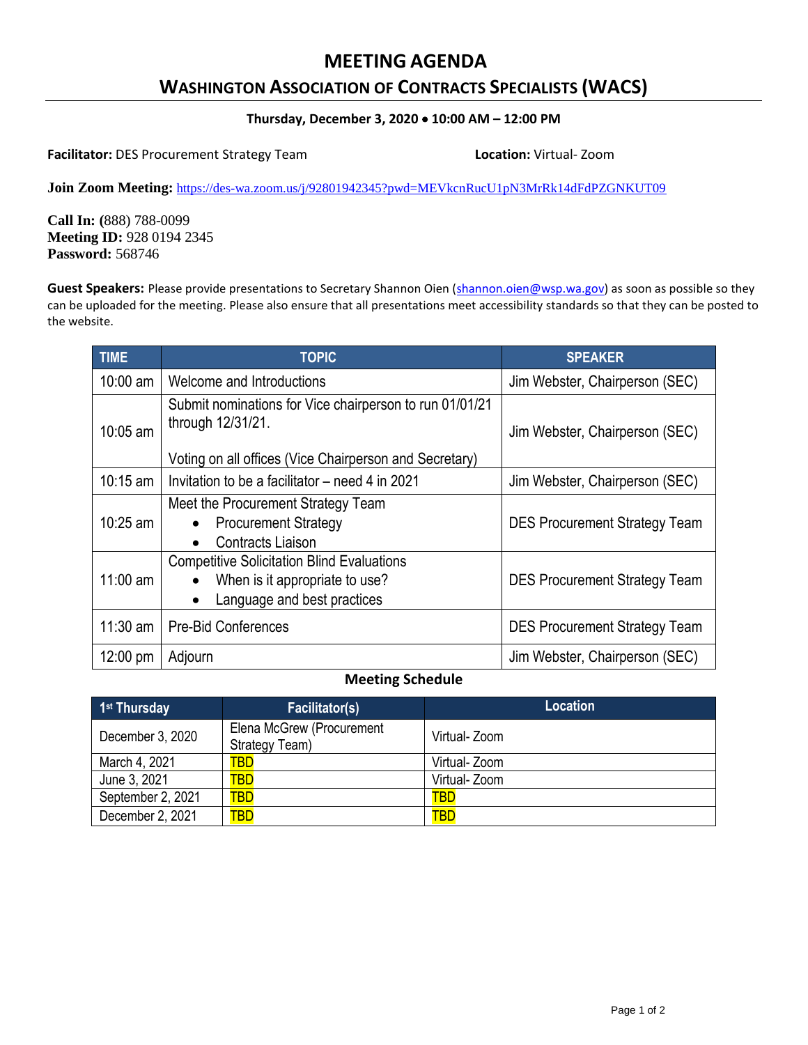# MEETING AGENDA

## WASHINGTON ASSOCIATION OF CONTRACTS SPECIALISTS (WACS)

**Thursday, December 3, 2020 • 10:00 AM – 12:00 PM**

**Facilitator:** DES Procurement Strategy Team

**Location:** Virtual- Zoom

**Join Zoom Meeting:** https://des-wa.zoom.us/j/92801942345?pwd=MEVkcnRucU1pN3MrRk14dFdPZGNKUT09

**Call In: (**888) 788-0099
**Meeting ID:** 928 0194 2345
**Password:** 568746

**Guest Speakers:** Please provide presentations to Secretary Shannon Oien (shannon.oien@wsp.wa.gov) as soon as possible so they can be uploaded for the meeting. Please also ensure that all presentations meet accessibility standards so that they can be posted to the website.

| TIME | TOPIC | SPEAKER |
|---|---|---|
| 10:00 am | Welcome and Introductions | Jim Webster, Chairperson (SEC) |
| 10:05 am | Submit nominations for Vice chairperson to run 01/01/21 through 12/31/21.<br><br>Voting on all offices (Vice Chairperson and Secretary) | Jim Webster, Chairperson (SEC) |
| 10:15 am | Invitation to be a facilitator – need 4 in 2021 | Jim Webster, Chairperson (SEC) |
| 10:25 am | Meet the Procurement Strategy Team<br>• Procurement Strategy<br>• Contracts Liaison | DES Procurement Strategy Team |
| 11:00 am | Competitive Solicitation Blind Evaluations<br>• When is it appropriate to use?<br>• Language and best practices | DES Procurement Strategy Team |
| 11:30 am | Pre-Bid Conferences | DES Procurement Strategy Team |
| 12:00 pm | Adjourn | Jim Webster, Chairperson (SEC) |

**Meeting Schedule**

| 1st Thursday | Facilitator(s) | Location |
|---|---|---|
| December 3, 2020 | Elena McGrew (Procurement Strategy Team) | Virtual- Zoom |
| March 4, 2021 | TBD | Virtual- Zoom |
| June 3, 2021 | TBD | Virtual- Zoom |
| September 2, 2021 | TBD | TBD |
| December 2, 2021 | TBD | TBD |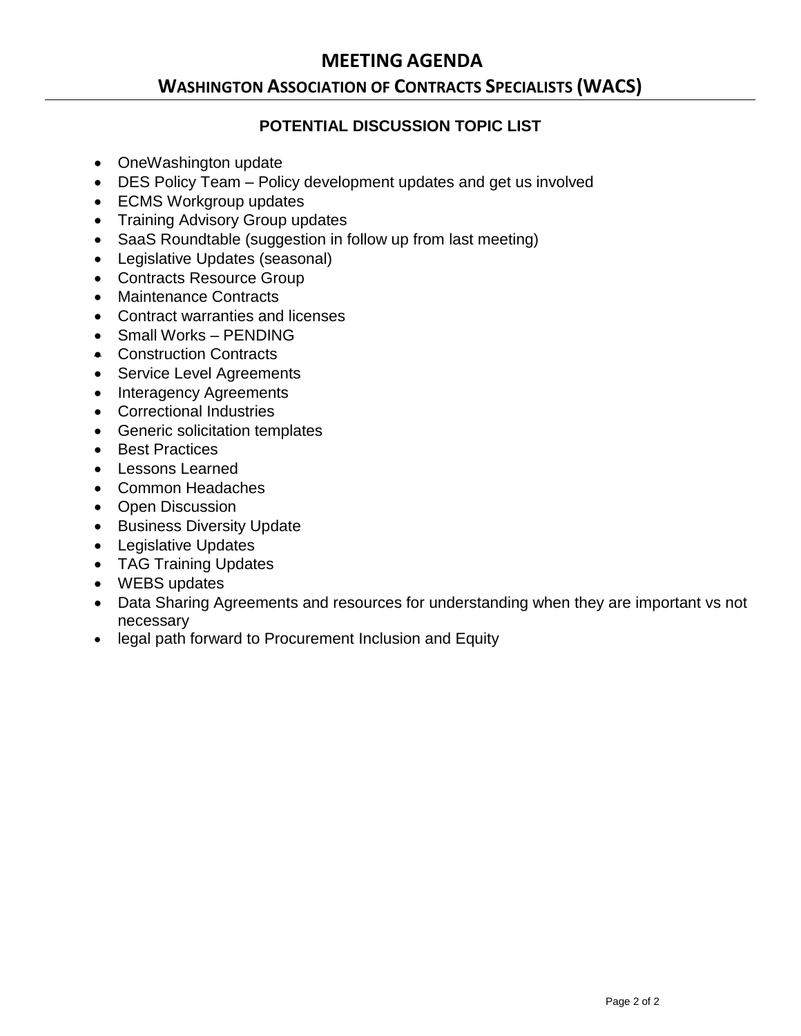# MEETING AGENDA

## WASHINGTON ASSOCIATION OF CONTRACTS SPECIALISTS (WACS)

### POTENTIAL DISCUSSION TOPIC LIST

- OneWashington update
- DES Policy Team – Policy development updates and get us involved
- ECMS Workgroup updates
- Training Advisory Group updates
- SaaS Roundtable (suggestion in follow up from last meeting)
- Legislative Updates (seasonal)
- Contracts Resource Group
- Maintenance Contracts
- Contract warranties and licenses
- Small Works – PENDING
- Construction Contracts
- Service Level Agreements
- Interagency Agreements
- Correctional Industries
- Generic solicitation templates
- Best Practices
- Lessons Learned
- Common Headaches
- Open Discussion
- Business Diversity Update
- Legislative Updates
- TAG Training Updates
- WEBS updates
- Data Sharing Agreements and resources for understanding when they are important vs not necessary
- legal path forward to Procurement Inclusion and Equity